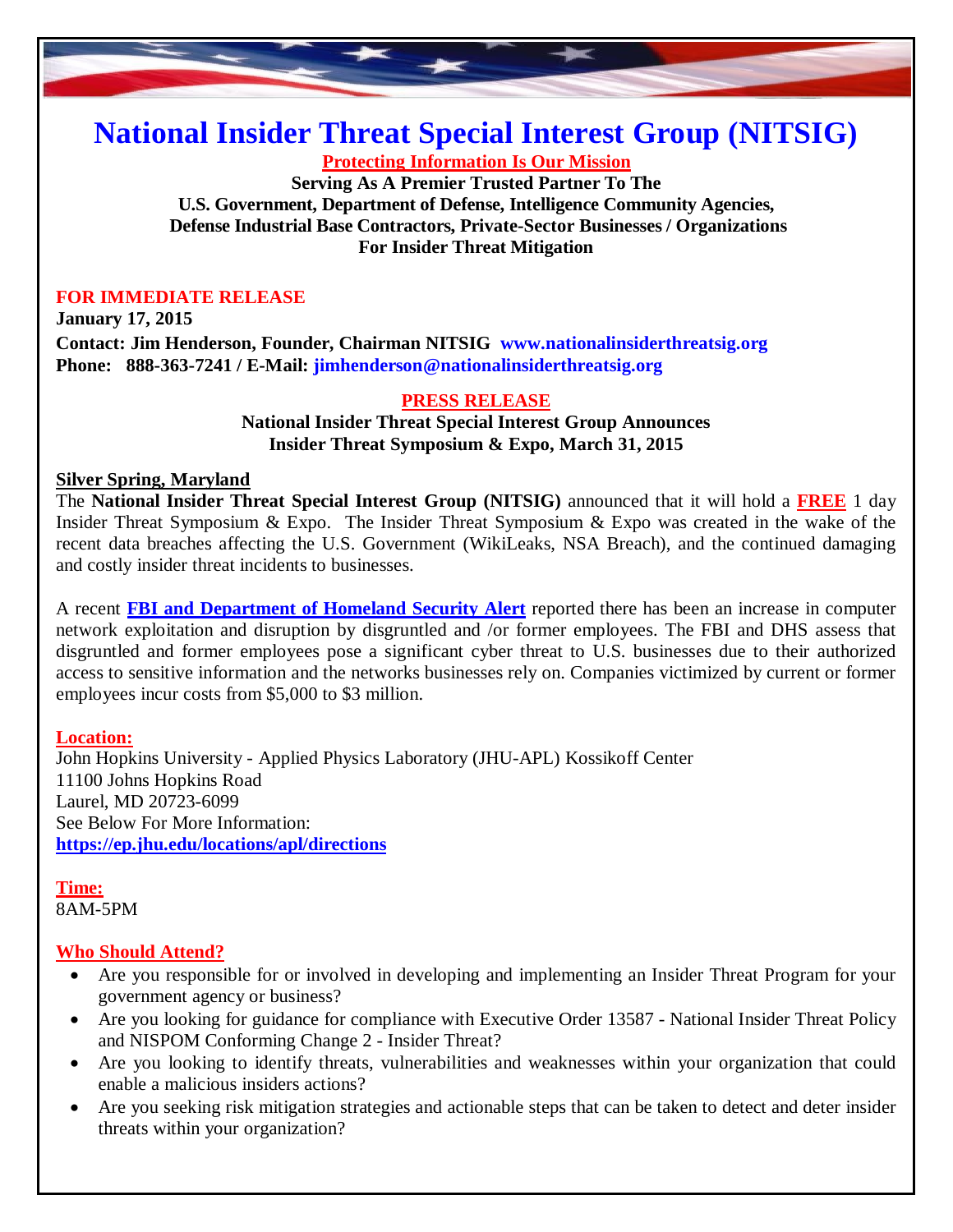# National Insider Threat Special Interest Group (NITSIG)

**Protecting Information Is Our Mission**

**Serving As A Premier Trusted Partner To The**
**U.S. Government, Department of Defense, Intelligence Community Agencies,**
**Defense Industrial Base Contractors, Private-Sector Businesses / Organizations**
**For Insider Threat Mitigation**

**FOR IMMEDIATE RELEASE**
**January 17, 2015**
**Contact: Jim Henderson, Founder, Chairman NITSIG www.nationalinsiderthreatsig.org**
**Phone: 888-363-7241 / E-Mail: jimhenderson@nationalinsiderthreatsig.org**

## PRESS RELEASE

**National Insider Threat Special Interest Group Announces**
**Insider Threat Symposium & Expo, March 31, 2015**

**Silver Spring, Maryland**
The **National Insider Threat Special Interest Group (NITSIG)** announced that it will hold a **FREE** 1 day Insider Threat Symposium & Expo. The Insider Threat Symposium & Expo was created in the wake of the recent data breaches affecting the U.S. Government (WikiLeaks, NSA Breach), and the continued damaging and costly insider threat incidents to businesses.

A recent **FBI and Department of Homeland Security Alert** reported there has been an increase in computer network exploitation and disruption by disgruntled and /or former employees. The FBI and DHS assess that disgruntled and former employees pose a significant cyber threat to U.S. businesses due to their authorized access to sensitive information and the networks businesses rely on. Companies victimized by current or former employees incur costs from $5,000 to $3 million.

**Location:**
John Hopkins University - Applied Physics Laboratory (JHU-APL) Kossikoff Center
11100 Johns Hopkins Road
Laurel, MD 20723-6099
See Below For More Information:
**https://ep.jhu.edu/locations/apl/directions**

**Time:**
8AM-5PM

**Who Should Attend?**

- Are you responsible for or involved in developing and implementing an Insider Threat Program for your government agency or business?
- Are you looking for guidance for compliance with Executive Order 13587 - National Insider Threat Policy and NISPOM Conforming Change 2 - Insider Threat?
- Are you looking to identify threats, vulnerabilities and weaknesses within your organization that could enable a malicious insiders actions?
- Are you seeking risk mitigation strategies and actionable steps that can be taken to detect and deter insider threats within your organization?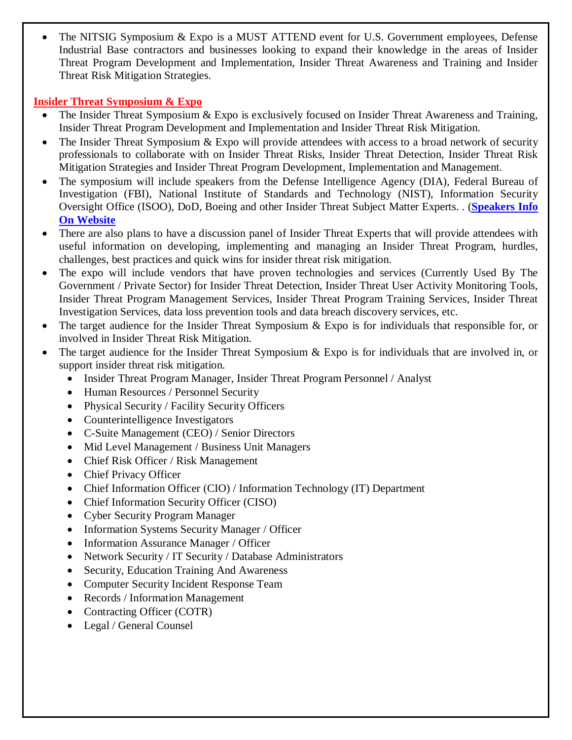- The NITSIG Symposium & Expo is a MUST ATTEND event for U.S. Government employees, Defense Industrial Base contractors and businesses looking to expand their knowledge in the areas of Insider Threat Program Development and Implementation, Insider Threat Awareness and Training and Insider Threat Risk Mitigation Strategies.

## Insider Threat Symposium & Expo

- The Insider Threat Symposium & Expo is exclusively focused on Insider Threat Awareness and Training, Insider Threat Program Development and Implementation and Insider Threat Risk Mitigation.
- The Insider Threat Symposium & Expo will provide attendees with access to a broad network of security professionals to collaborate with on Insider Threat Risks, Insider Threat Detection, Insider Threat Risk Mitigation Strategies and Insider Threat Program Development, Implementation and Management.
- The symposium will include speakers from the Defense Intelligence Agency (DIA), Federal Bureau of Investigation (FBI), National Institute of Standards and Technology (NIST), Information Security Oversight Office (ISOO), DoD, Boeing and other Insider Threat Subject Matter Experts. . (**Speakers Info On Website**
- There are also plans to have a discussion panel of Insider Threat Experts that will provide attendees with useful information on developing, implementing and managing an Insider Threat Program, hurdles, challenges, best practices and quick wins for insider threat risk mitigation.
- The expo will include vendors that have proven technologies and services (Currently Used By The Government / Private Sector) for Insider Threat Detection, Insider Threat User Activity Monitoring Tools, Insider Threat Program Management Services, Insider Threat Program Training Services, Insider Threat Investigation Services, data loss prevention tools and data breach discovery services, etc.
- The target audience for the Insider Threat Symposium & Expo is for individuals that responsible for, or involved in Insider Threat Risk Mitigation.
- The target audience for the Insider Threat Symposium & Expo is for individuals that are involved in, or support insider threat risk mitigation.
  - Insider Threat Program Manager, Insider Threat Program Personnel / Analyst
  - Human Resources / Personnel Security
  - Physical Security / Facility Security Officers
  - Counterintelligence Investigators
  - C-Suite Management (CEO) / Senior Directors
  - Mid Level Management / Business Unit Managers
  - Chief Risk Officer / Risk Management
  - Chief Privacy Officer
  - Chief Information Officer (CIO) / Information Technology (IT) Department
  - Chief Information Security Officer (CISO)
  - Cyber Security Program Manager
  - Information Systems Security Manager / Officer
  - Information Assurance Manager / Officer
  - Network Security / IT Security / Database Administrators
  - Security, Education Training And Awareness
  - Computer Security Incident Response Team
  - Records / Information Management
  - Contracting Officer (COTR)
  - Legal / General Counsel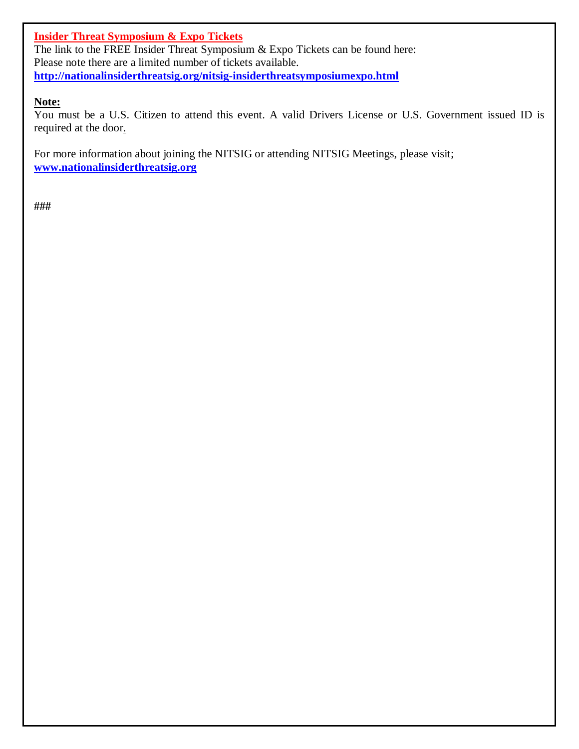**Insider Threat Symposium & Expo Tickets**

The link to the FREE Insider Threat Symposium & Expo Tickets can be found here:
Please note there are a limited number of tickets available.
**http://nationalinsiderthreatsig.org/nitsig-insiderthreatsymposiumexpo.html**

**Note:**

You must be a U.S. Citizen to attend this event. A valid Drivers License or U.S. Government issued ID is required at the door.

For more information about joining the NITSIG or attending NITSIG Meetings, please visit;
**www.nationalinsiderthreatsig.org**

###